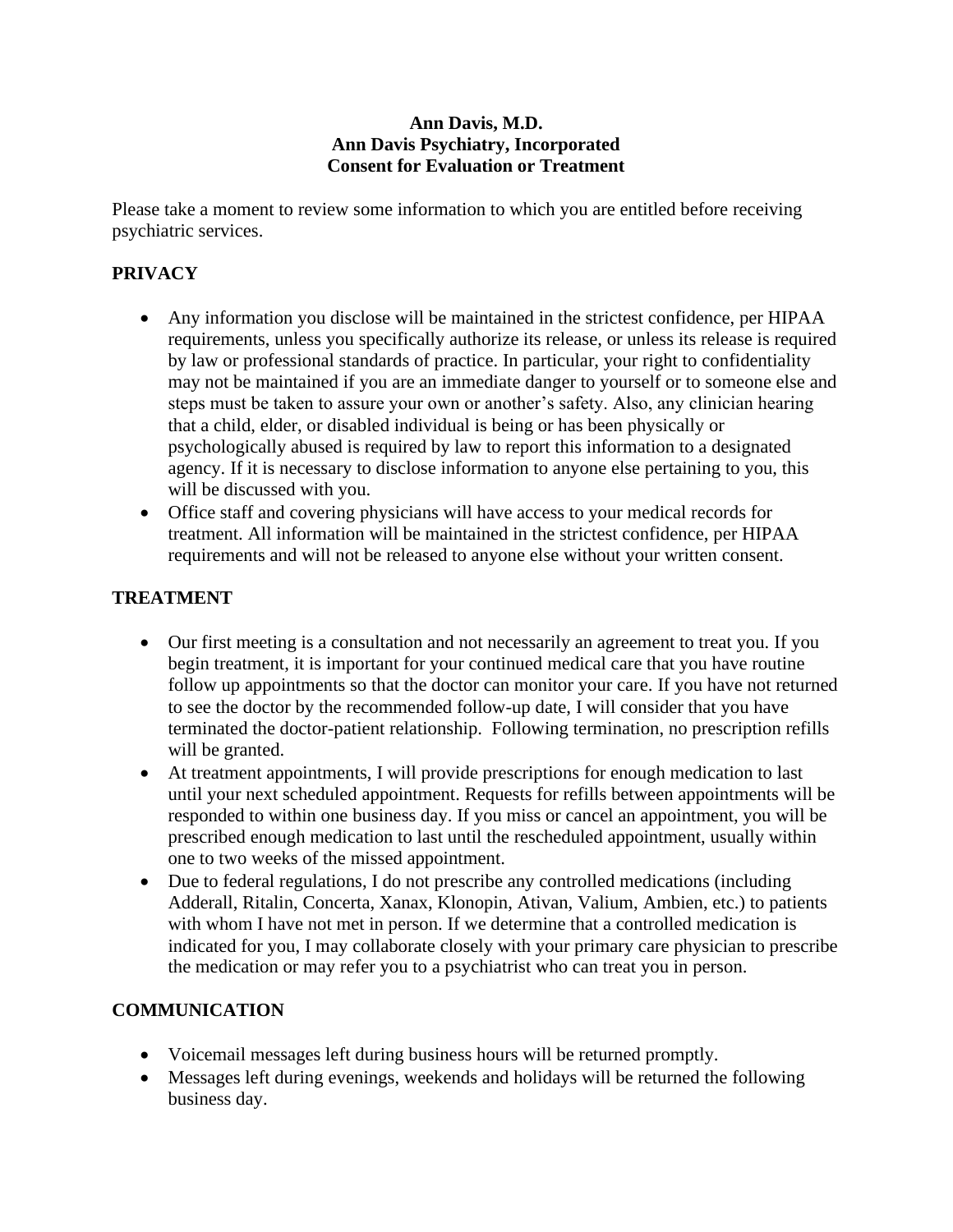**Ann Davis, M.D.**
**Ann Davis Psychiatry, Incorporated**
**Consent for Evaluation or Treatment**

Please take a moment to review some information to which you are entitled before receiving psychiatric services.

## PRIVACY

- Any information you disclose will be maintained in the strictest confidence, per HIPAA requirements, unless you specifically authorize its release, or unless its release is required by law or professional standards of practice. In particular, your right to confidentiality may not be maintained if you are an immediate danger to yourself or to someone else and steps must be taken to assure your own or another's safety. Also, any clinician hearing that a child, elder, or disabled individual is being or has been physically or psychologically abused is required by law to report this information to a designated agency. If it is necessary to disclose information to anyone else pertaining to you, this will be discussed with you.
- Office staff and covering physicians will have access to your medical records for treatment. All information will be maintained in the strictest confidence, per HIPAA requirements and will not be released to anyone else without your written consent.

## TREATMENT

- Our first meeting is a consultation and not necessarily an agreement to treat you. If you begin treatment, it is important for your continued medical care that you have routine follow up appointments so that the doctor can monitor your care. If you have not returned to see the doctor by the recommended follow-up date, I will consider that you have terminated the doctor-patient relationship. Following termination, no prescription refills will be granted.
- At treatment appointments, I will provide prescriptions for enough medication to last until your next scheduled appointment. Requests for refills between appointments will be responded to within one business day. If you miss or cancel an appointment, you will be prescribed enough medication to last until the rescheduled appointment, usually within one to two weeks of the missed appointment.
- Due to federal regulations, I do not prescribe any controlled medications (including Adderall, Ritalin, Concerta, Xanax, Klonopin, Ativan, Valium, Ambien, etc.) to patients with whom I have not met in person. If we determine that a controlled medication is indicated for you, I may collaborate closely with your primary care physician to prescribe the medication or may refer you to a psychiatrist who can treat you in person.

## COMMUNICATION

- Voicemail messages left during business hours will be returned promptly.
- Messages left during evenings, weekends and holidays will be returned the following business day.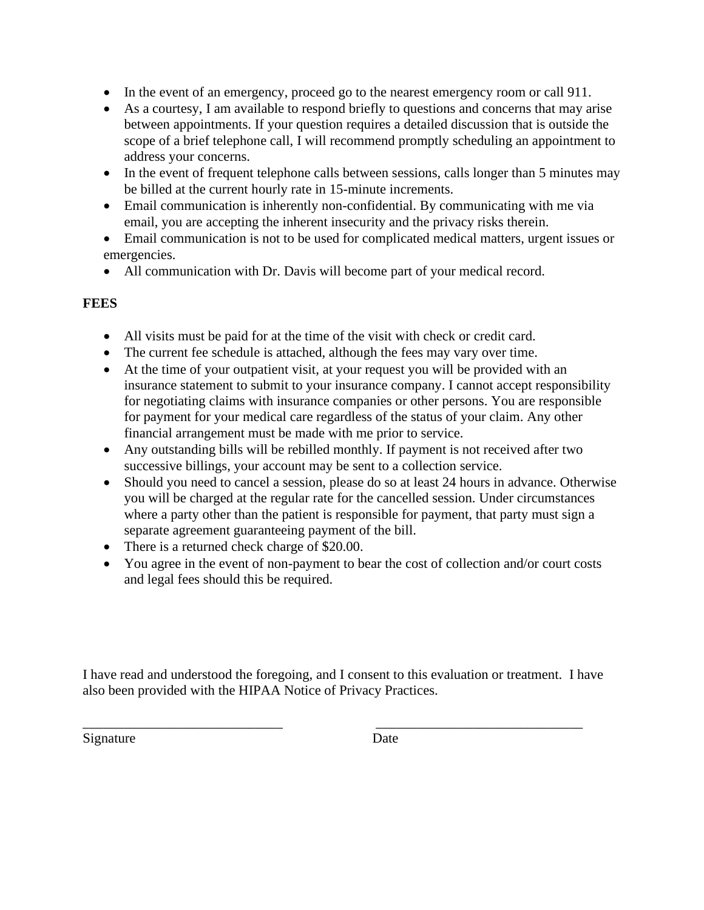- In the event of an emergency, proceed go to the nearest emergency room or call 911.
- As a courtesy, I am available to respond briefly to questions and concerns that may arise between appointments. If your question requires a detailed discussion that is outside the scope of a brief telephone call, I will recommend promptly scheduling an appointment to address your concerns.
- In the event of frequent telephone calls between sessions, calls longer than 5 minutes may be billed at the current hourly rate in 15-minute increments.
- Email communication is inherently non-confidential. By communicating with me via email, you are accepting the inherent insecurity and the privacy risks therein.
- Email communication is not to be used for complicated medical matters, urgent issues or emergencies.
- All communication with Dr. Davis will become part of your medical record.

**FEES**

- All visits must be paid for at the time of the visit with check or credit card.
- The current fee schedule is attached, although the fees may vary over time.
- At the time of your outpatient visit, at your request you will be provided with an insurance statement to submit to your insurance company. I cannot accept responsibility for negotiating claims with insurance companies or other persons. You are responsible for payment for your medical care regardless of the status of your claim. Any other financial arrangement must be made with me prior to service.
- Any outstanding bills will be rebilled monthly. If payment is not received after two successive billings, your account may be sent to a collection service.
- Should you need to cancel a session, please do so at least 24 hours in advance. Otherwise you will be charged at the regular rate for the cancelled session. Under circumstances where a party other than the patient is responsible for payment, that party must sign a separate agreement guaranteeing payment of the bill.
- There is a returned check charge of $20.00.
- You agree in the event of non-payment to bear the cost of collection and/or court costs and legal fees should this be required.

I have read and understood the foregoing, and I consent to this evaluation or treatment. I have also been provided with the HIPAA Notice of Privacy Practices.

______________________________ ______________________________

Signature Date